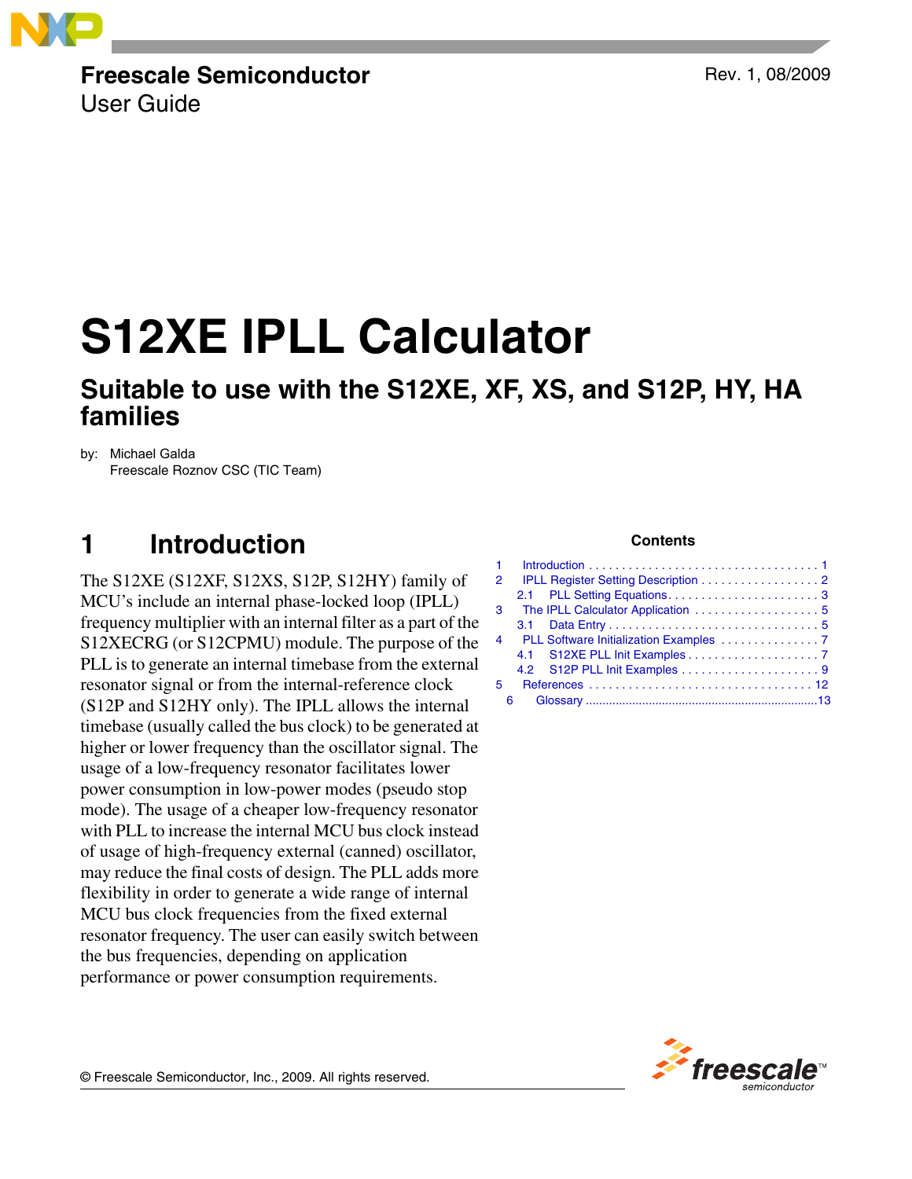Freescale Semiconductor
User Guide

Rev. 1, 08/2009

# S12XE IPLL Calculator

## Suitable to use with the S12XE, XF, XS, and S12P, HY, HA families

by: Michael Galda
Freescale Roznov CSC (TIC Team)

## 1 Introduction

The S12XE (S12XF, S12XS, S12P, S12HY) family of MCU's include an internal phase-locked loop (IPLL) frequency multiplier with an internal filter as a part of the S12XECRG (or S12CPMU) module. The purpose of the PLL is to generate an internal timebase from the external resonator signal or from the internal-reference clock (S12P and S12HY only). The IPLL allows the internal timebase (usually called the bus clock) to be generated at higher or lower frequency than the oscillator signal. The usage of a low-frequency resonator facilitates lower power consumption in low-power modes (pseudo stop mode). The usage of a cheaper low-frequency resonator with PLL to increase the internal MCU bus clock instead of usage of high-frequency external (canned) oscillator, may reduce the final costs of design. The PLL adds more flexibility in order to generate a wide range of internal MCU bus clock frequencies from the fixed external resonator frequency. The user can easily switch between the bus frequencies, depending on application performance or power consumption requirements.

**Contents**

1 Introduction . . . . . 1
2 IPLL Register Setting Description . . . . . 2
  2.1 PLL Setting Equations . . . . . 3
3 The IPLL Calculator Application . . . . . 5
  3.1 Data Entry . . . . . 5
4 PLL Software Initialization Examples . . . . . 7
  4.1 S12XE PLL Init Examples . . . . . 7
  4.2 S12P PLL Init Examples . . . . . 9
5 References . . . . . 12
6 Glossary . . . . . 13

© Freescale Semiconductor, Inc., 2009. All rights reserved.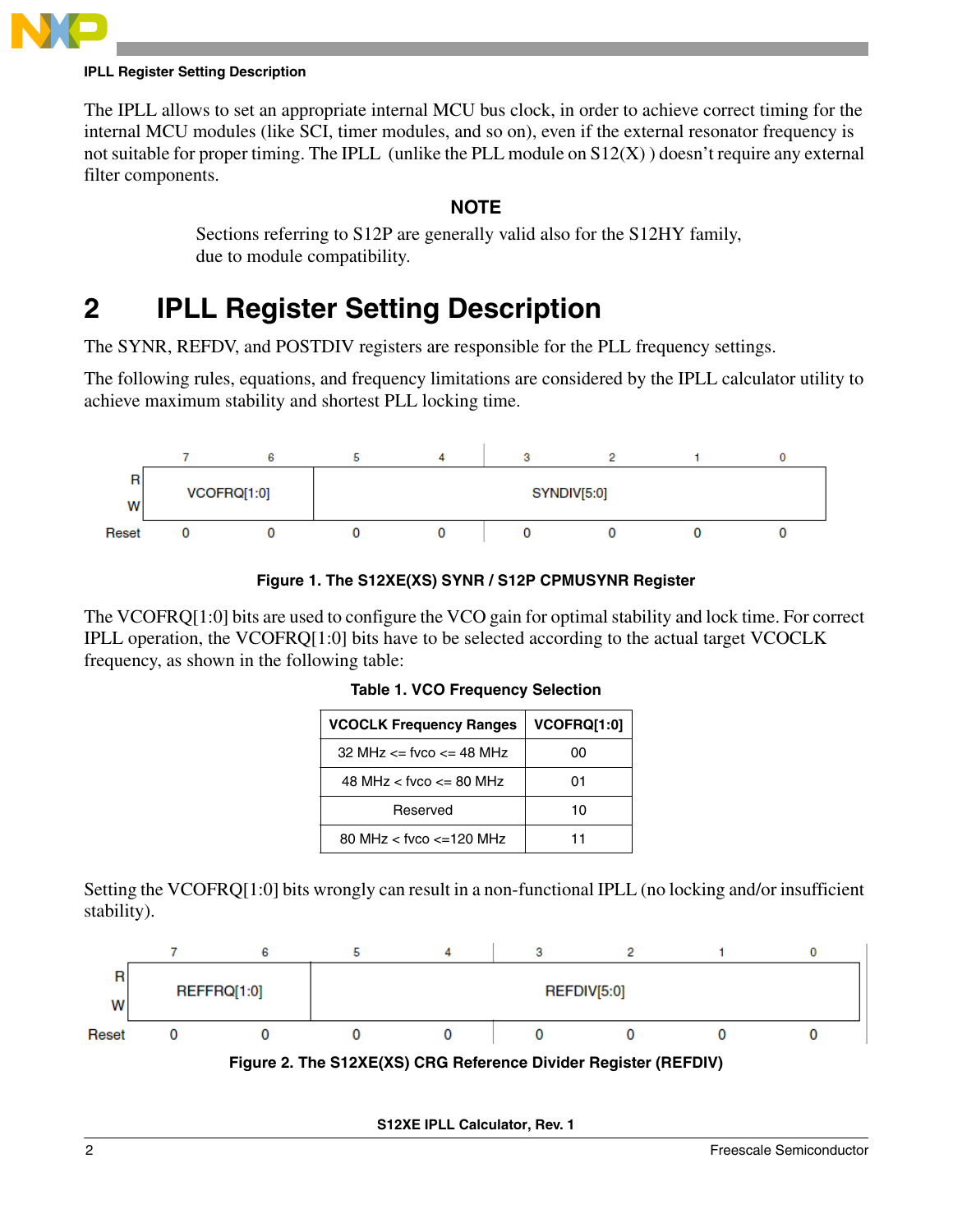The IPLL allows to set an appropriate internal MCU bus clock, in order to achieve correct timing for the internal MCU modules (like SCI, timer modules, and so on), even if the external resonator frequency is not suitable for proper timing. The IPLL (unlike the PLL module on S12(X) ) doesn't require any external filter components.

**NOTE**

Sections referring to S12P are generally valid also for the S12HY family, due to module compatibility.

## 2 IPLL Register Setting Description

The SYNR, REFDV, and POSTDIV registers are responsible for the PLL frequency settings.

The following rules, equations, and frequency limitations are considered by the IPLL calculator utility to achieve maximum stability and shortest PLL locking time.

| | 7 | 6 | 5 | 4 | 3 | 2 | 1 | 0 |
|---|---|---|---|---|---|---|---|---|
| R/W | VCOFRQ[1:0] | | SYNDIV[5:0] | | | | | |
| Reset | 0 | 0 | 0 | 0 | 0 | 0 | 0 | 0 |

**Figure 1. The S12XE(XS) SYNR / S12P CPMUSYNR Register**

The VCOFRQ[1:0] bits are used to configure the VCO gain for optimal stability and lock time. For correct IPLL operation, the VCOFRQ[1:0] bits have to be selected according to the actual target VCOCLK frequency, as shown in the following table:

**Table 1. VCO Frequency Selection**

| VCOCLK Frequency Ranges | VCOFRQ[1:0] |
|---|---|
| 32 MHz <= fvco <= 48 MHz | 00 |
| 48 MHz < fvco <= 80 MHz | 01 |
| Reserved | 10 |
| 80 MHz < fvco <=120 MHz | 11 |

Setting the VCOFRQ[1:0] bits wrongly can result in a non-functional IPLL (no locking and/or insufficient stability).

| | 7 | 6 | 5 | 4 | 3 | 2 | 1 | 0 |
|---|---|---|---|---|---|---|---|---|
| R/W | REFFRQ[1:0] | | REFDIV[5:0] | | | | | |
| Reset | 0 | 0 | 0 | 0 | 0 | 0 | 0 | 0 |

**Figure 2. The S12XE(XS) CRG Reference Divider Register (REFDIV)**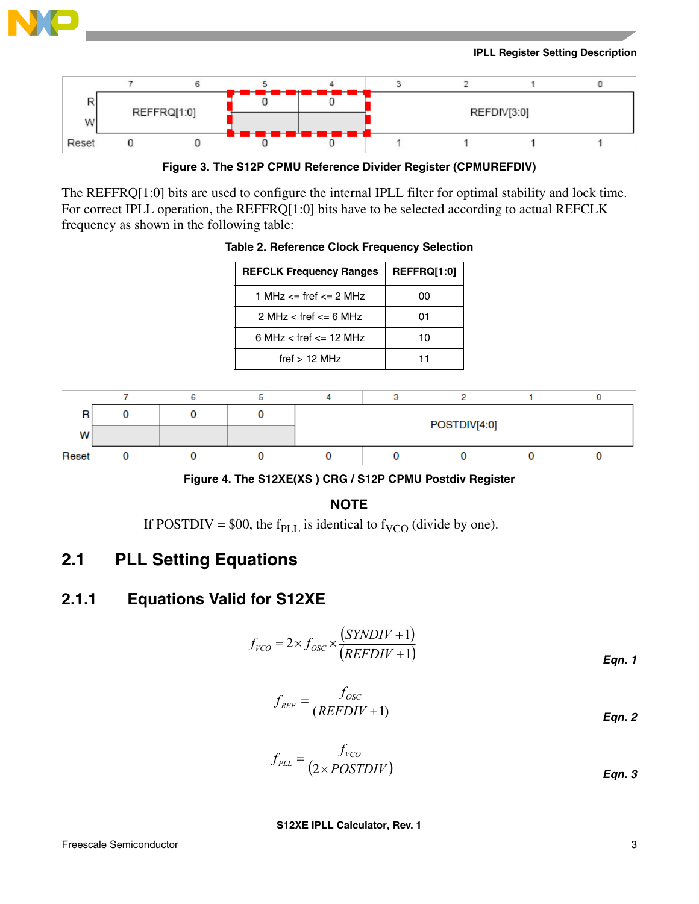| | 7 | 6 | 5 | 4 | 3 | 2 | 1 | 0 |
|---|---|---|---|---|---|---|---|---|
| R | REFFRQ[1:0] | | 0 | 0 | REFDIV[3:0] | | | |
| W | | | | | | | | |
| Reset | 0 | 0 | 0 | 0 | 1 | 1 | 1 | 1 |

**Figure 3. The S12P CPMU Reference Divider Register (CPMUREFDIV)**

The REFFRQ[1:0] bits are used to configure the internal IPLL filter for optimal stability and lock time. For correct IPLL operation, the REFFRQ[1:0] bits have to be selected according to actual REFCLK frequency as shown in the following table:

**Table 2. Reference Clock Frequency Selection**

| REFCLK Frequency Ranges | REFFRQ[1:0] |
|---|---|
| 1 MHz <= fref <= 2 MHz | 00 |
| 2 MHz < fref <= 6 MHz | 01 |
| 6 MHz < fref <= 12 MHz | 10 |
| fref > 12 MHz | 11 |

| | 7 | 6 | 5 | 4 | 3 | 2 | 1 | 0 |
|---|---|---|---|---|---|---|---|---|
| R | 0 | 0 | 0 | POSTDIV[4:0] | | | | |
| W | | | | | | | | |
| Reset | 0 | 0 | 0 | 0 | 0 | 0 | 0 | 0 |

**Figure 4. The S12XE(XS ) CRG / S12P CPMU Postdiv Register**

**NOTE**

If POSTDIV = $00, the $f_{PLL}$ is identical to $f_{VCO}$ (divide by one).

## 2.1 PLL Setting Equations

### 2.1.1 Equations Valid for S12XE

$$f_{VCO} = 2 \times f_{OSC} \times \frac{(SYNDIV + 1)}{(REFDIV + 1)}$$ **Eqn. 1**

$$f_{REF} = \frac{f_{OSC}}{(REFDIV + 1)}$$ **Eqn. 2**

$$f_{PLL} = \frac{f_{VCO}}{(2 \times POSTDIV)}$$ **Eqn. 3**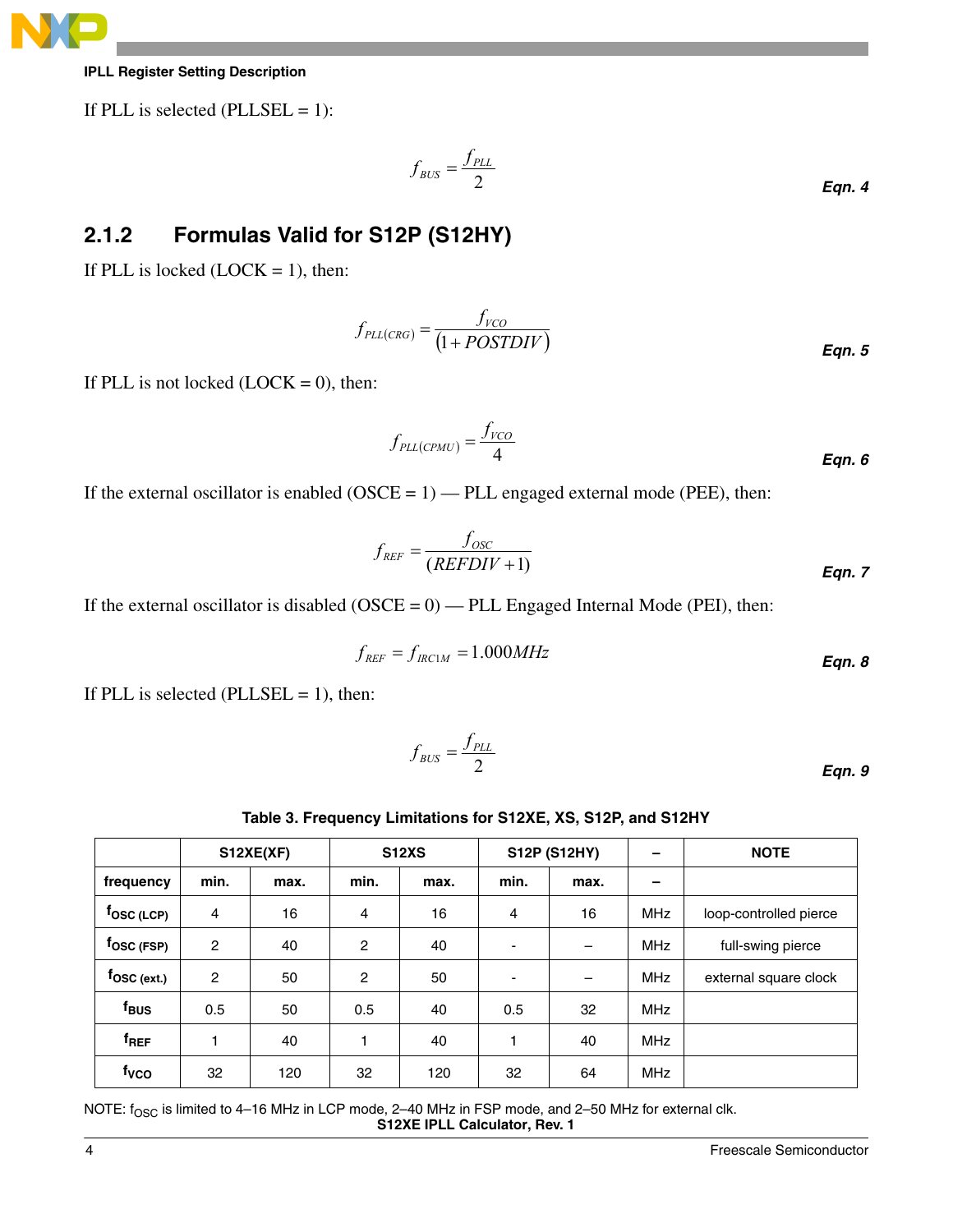If PLL is selected (PLLSEL = 1):

$$f_{BUS} = \frac{f_{PLL}}{2} \tag{Eqn. 4}$$

### 2.1.2 Formulas Valid for S12P (S12HY)

If PLL is locked (LOCK = 1), then:

$$f_{PLL(CRG)} = \frac{f_{VCO}}{(1 + POSTDIV)} \tag{Eqn. 5}$$

If PLL is not locked (LOCK = 0), then:

$$f_{PLL(CPMU)} = \frac{f_{VCO}}{4} \tag{Eqn. 6}$$

If the external oscillator is enabled (OSCE = 1) — PLL engaged external mode (PEE), then:

$$f_{REF} = \frac{f_{OSC}}{(REFDIV + 1)} \tag{Eqn. 7}$$

If the external oscillator is disabled (OSCE = 0) — PLL Engaged Internal Mode (PEI), then:

$$f_{REF} = f_{IRC1M} = 1.000MHz \tag{Eqn. 8}$$

If PLL is selected (PLLSEL = 1), then:

$$f_{BUS} = \frac{f_{PLL}}{2} \tag{Eqn. 9}$$

**Table 3. Frequency Limitations for S12XE, XS, S12P, and S12HY**

| | S12XE(XF) | | S12XS | | S12P (S12HY) | | – | NOTE |
|---|---|---|---|---|---|---|---|---|
| frequency | min. | max. | min. | max. | min. | max. | – | |
| $f_{OSC\ (LCP)}$ | 4 | 16 | 4 | 16 | 4 | 16 | MHz | loop-controlled pierce |
| $f_{OSC\ (FSP)}$ | 2 | 40 | 2 | 40 | - | – | MHz | full-swing pierce |
| $f_{OSC\ (ext.)}$ | 2 | 50 | 2 | 50 | - | – | MHz | external square clock |
| $f_{BUS}$ | 0.5 | 50 | 0.5 | 40 | 0.5 | 32 | MHz | |
| $f_{REF}$ | 1 | 40 | 1 | 40 | 1 | 40 | MHz | |
| $f_{VCO}$ | 32 | 120 | 32 | 120 | 32 | 64 | MHz | |

NOTE: $f_{OSC}$ is limited to 4–16 MHz in LCP mode, 2–40 MHz in FSP mode, and 2–50 MHz for external clk.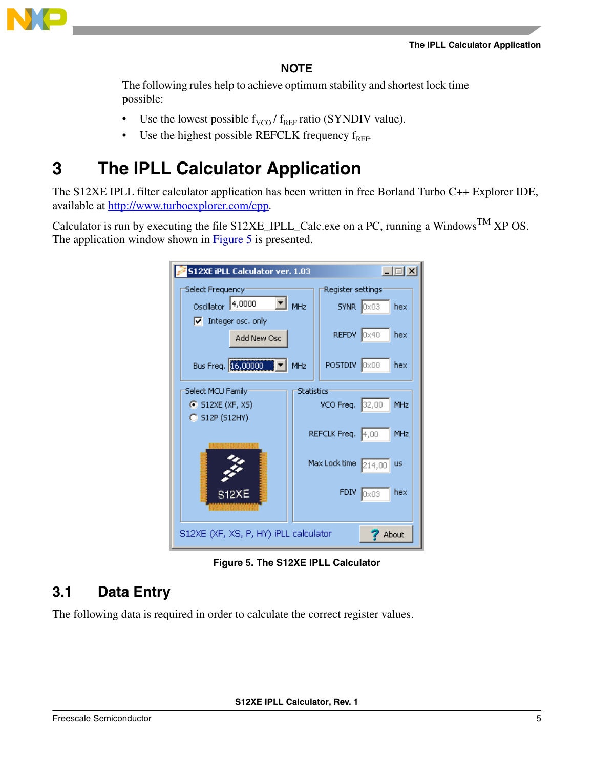**NOTE**

The following rules help to achieve optimum stability and shortest lock time possible:

- Use the lowest possible $f_{VCO}$ / $f_{REF}$ ratio (SYNDIV value).
- Use the highest possible REFCLK frequency $f_{REF}$.

# 3 The IPLL Calculator Application

The S12XE IPLL filter calculator application has been written in free Borland Turbo C++ Explorer IDE, available at http://www.turboexplorer.com/cpp.

Calculator is run by executing the file S12XE_IPLL_Calc.exe on a PC, running a Windows™ XP OS. The application window shown in Figure 5 is presented.

**Figure 5. The S12XE IPLL Calculator**

## 3.1 Data Entry

The following data is required in order to calculate the correct register values.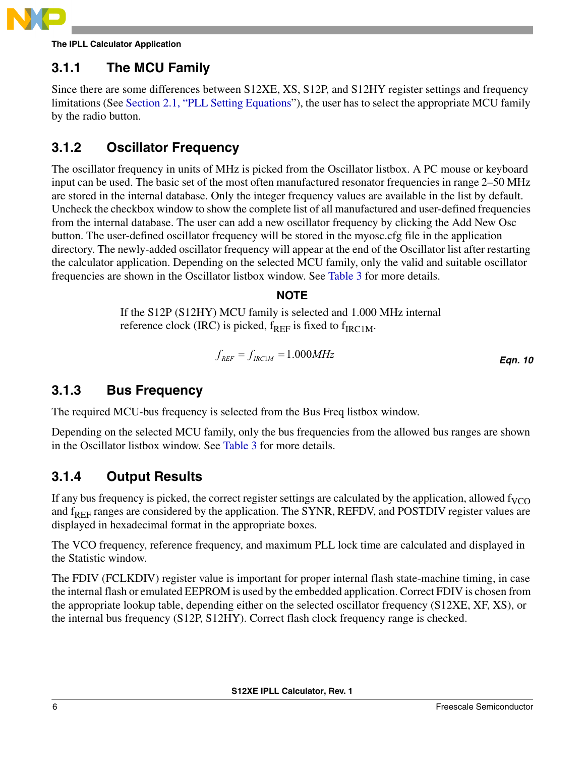### 3.1.1 The MCU Family

Since there are some differences between S12XE, XS, S12P, and S12HY register settings and frequency limitations (See Section 2.1, "PLL Setting Equations"), the user has to select the appropriate MCU family by the radio button.

### 3.1.2 Oscillator Frequency

The oscillator frequency in units of MHz is picked from the Oscillator listbox. A PC mouse or keyboard input can be used. The basic set of the most often manufactured resonator frequencies in range 2–50 MHz are stored in the internal database. Only the integer frequency values are available in the list by default. Uncheck the checkbox window to show the complete list of all manufactured and user-defined frequencies from the internal database. The user can add a new oscillator frequency by clicking the Add New Osc button. The user-defined oscillator frequency will be stored in the myosc.cfg file in the application directory. The newly-added oscillator frequency will appear at the end of the Oscillator list after restarting the calculator application. Depending on the selected MCU family, only the valid and suitable oscillator frequencies are shown in the Oscillator listbox window. See Table 3 for more details.

**NOTE**

If the S12P (S12HY) MCU family is selected and 1.000 MHz internal reference clock (IRC) is picked, $f_{REF}$ is fixed to $f_{IRC1M}$.

$$f_{REF} = f_{IRC1M} = 1.000 MHz \qquad \textbf{Eqn. 10}$$

### 3.1.3 Bus Frequency

The required MCU-bus frequency is selected from the Bus Freq listbox window.

Depending on the selected MCU family, only the bus frequencies from the allowed bus ranges are shown in the Oscillator listbox window. See Table 3 for more details.

### 3.1.4 Output Results

If any bus frequency is picked, the correct register settings are calculated by the application, allowed $f_{VCO}$ and $f_{REF}$ ranges are considered by the application. The SYNR, REFDV, and POSTDIV register values are displayed in hexadecimal format in the appropriate boxes.

The VCO frequency, reference frequency, and maximum PLL lock time are calculated and displayed in the Statistic window.

The FDIV (FCLKDIV) register value is important for proper internal flash state-machine timing, in case the internal flash or emulated EEPROM is used by the embedded application. Correct FDIV is chosen from the appropriate lookup table, depending either on the selected oscillator frequency (S12XE, XF, XS), or the internal bus frequency (S12P, S12HY). Correct flash clock frequency range is checked.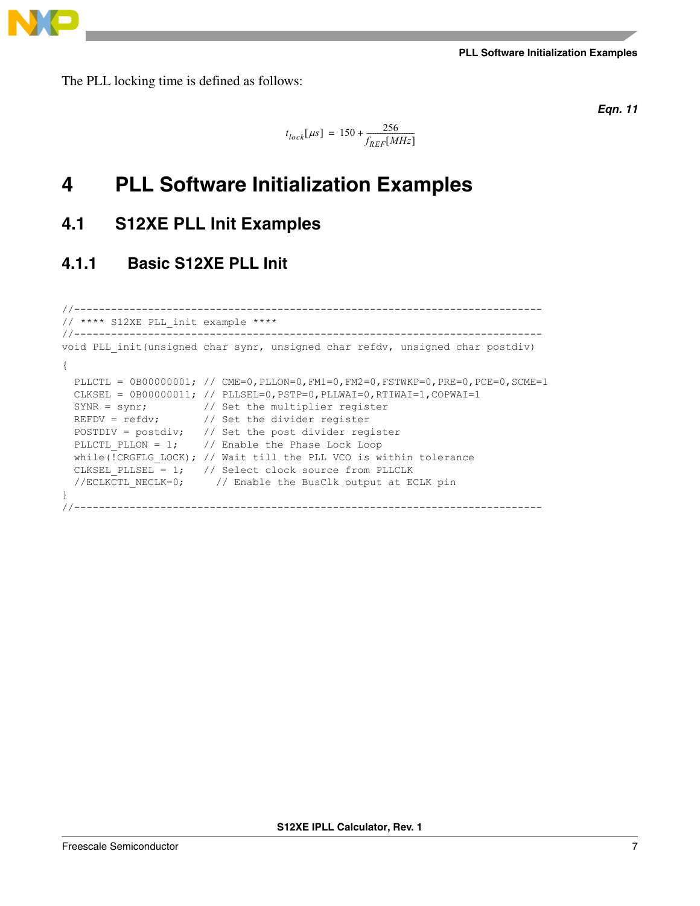The PLL locking time is defined as follows:

*Eqn. 11*

$$t_{lock}[\mu s] = 150 + \frac{256}{f_{REF}[MHz]}$$

# 4 PLL Software Initialization Examples

## 4.1 S12XE PLL Init Examples

### 4.1.1 Basic S12XE PLL Init

```
//-----------------------------------------------------------------------------
// **** S12XE PLL_init example ****
//-----------------------------------------------------------------------------
void PLL_init(unsigned char synr, unsigned char refdv, unsigned char postdiv)
{
  PLLCTL = 0B00000001; // CME=0,PLLON=0,FM1=0,FM2=0,FSTWKP=0,PRE=0,PCE=0,SCME=1
  CLKSEL = 0B00000011; // PLLSEL=0,PSTP=0,PLLWAI=0,RTIWAI=1,COPWAI=1
  SYNR = synr;         // Set the multiplier register
  REFDV = refdv;       // Set the divider register
  POSTDIV = postdiv;   // Set the post divider register
  PLLCTL_PLLON = 1;    // Enable the Phase Lock Loop
  while(!CRGFLG_LOCK); // Wait till the PLL VCO is within tolerance
  CLKSEL_PLLSEL = 1;   // Select clock source from PLLCLK
  //ECLKCTL_NECLK=0;     // Enable the BusClk output at ECLK pin
}
//-----------------------------------------------------------------------------
```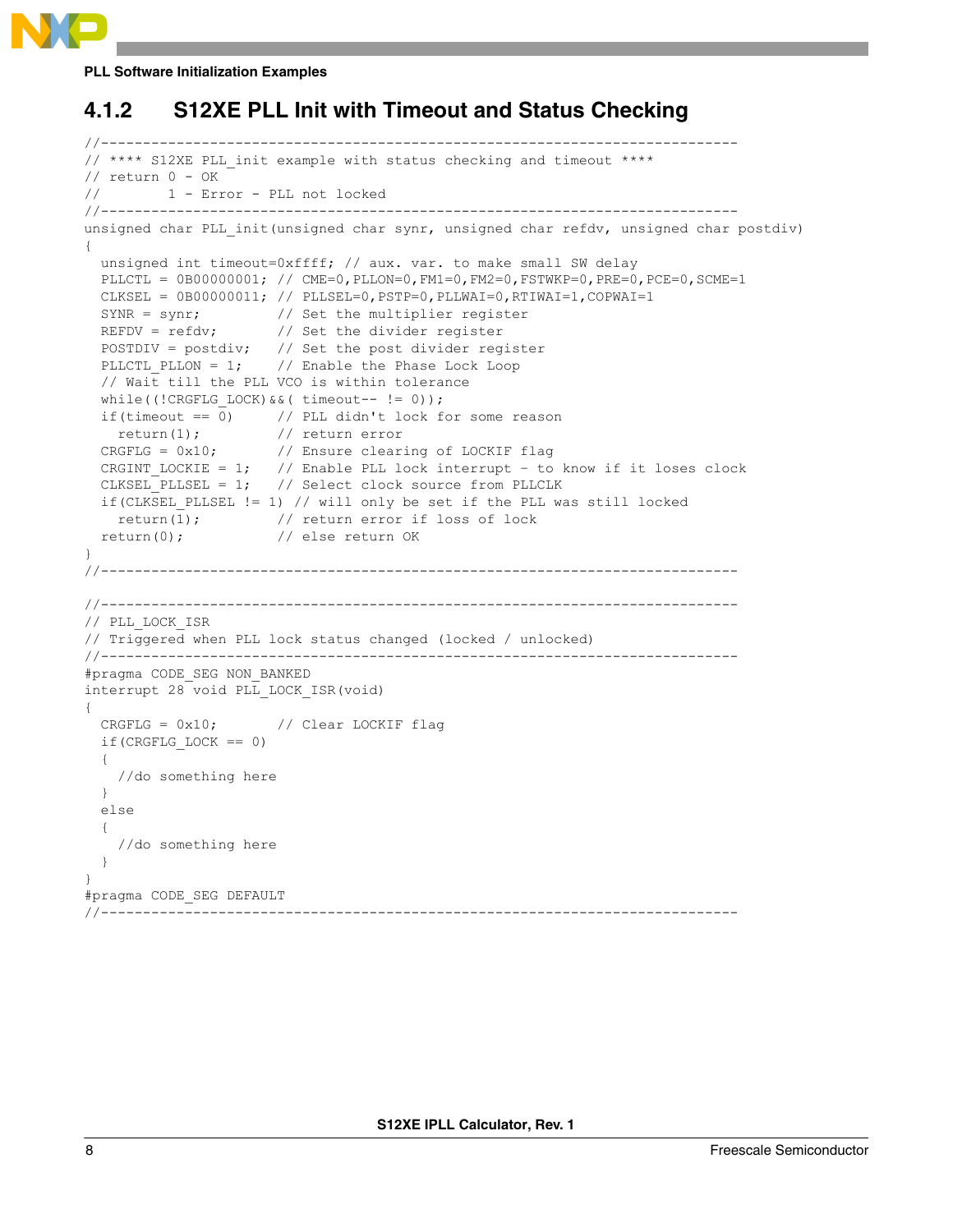### 4.1.2 S12XE PLL Init with Timeout and Status Checking

```
//-----------------------------------------------------------------------------
// **** S12XE PLL_init example with status checking and timeout ****
// return 0 - OK
//        1 - Error - PLL not locked
//-----------------------------------------------------------------------------
unsigned char PLL_init(unsigned char synr, unsigned char refdv, unsigned char postdiv)
{
  unsigned int timeout=0xffff; // aux. var. to make small SW delay
  PLLCTL = 0B00000001; // CME=0,PLLON=0,FM1=0,FM2=0,FSTWKP=0,PRE=0,PCE=0,SCME=1
  CLKSEL = 0B00000011; // PLLSEL=0,PSTP=0,PLLWAI=0,RTIWAI=1,COPWAI=1
  SYNR = synr;         // Set the multiplier register
  REFDV = refdv;       // Set the divider register
  POSTDIV = postdiv;   // Set the post divider register
  PLLCTL_PLLON = 1;    // Enable the Phase Lock Loop
  // Wait till the PLL VCO is within tolerance
  while((!CRGFLG_LOCK)&&( timeout-- != 0));
  if(timeout == 0)     // PLL didn't lock for some reason
    return(1);         // return error
  CRGFLG = 0x10;       // Ensure clearing of LOCKIF flag
  CRGINT_LOCKIE = 1;   // Enable PLL lock interrupt - to know if it loses clock
  CLKSEL_PLLSEL = 1;   // Select clock source from PLLCLK
  if(CLKSEL_PLLSEL != 1) // will only be set if the PLL was still locked
    return(1);         // return error if loss of lock
  return(0);           // else return OK
}
//-----------------------------------------------------------------------------

//-----------------------------------------------------------------------------
// PLL_LOCK_ISR
// Triggered when PLL lock status changed (locked / unlocked)
//-----------------------------------------------------------------------------
#pragma CODE_SEG NON_BANKED
interrupt 28 void PLL_LOCK_ISR(void)
{
  CRGFLG = 0x10;       // Clear LOCKIF flag
  if(CRGFLG_LOCK == 0)
  {
    //do something here
  }
  else
  {
    //do something here
  }
}
#pragma CODE_SEG DEFAULT
//-----------------------------------------------------------------------------
```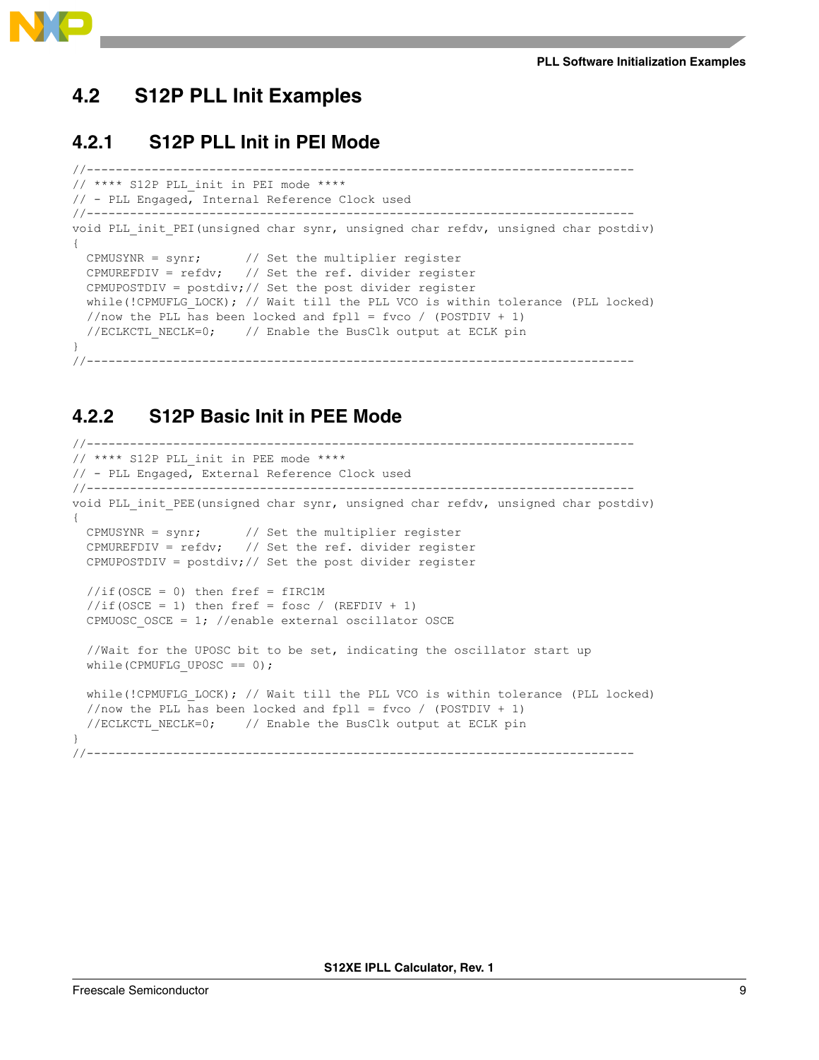## 4.2 S12P PLL Init Examples

### 4.2.1 S12P PLL Init in PEI Mode

```
//---------------------------------------------------------------------------
// **** S12P PLL_init in PEI mode ****
// - PLL Engaged, Internal Reference Clock used
//---------------------------------------------------------------------------
void PLL_init_PEI(unsigned char synr, unsigned char refdv, unsigned char postdiv)
{
  CPMUSYNR = synr;      // Set the multiplier register
  CPMUREFDIV = refdv;   // Set the ref. divider register
  CPMUPOSTDIV = postdiv;// Set the post divider register
  while(!CPMUFLG_LOCK); // Wait till the PLL VCO is within tolerance (PLL locked)
  //now the PLL has been locked and fpll = fvco / (POSTDIV + 1)
  //ECLKCTL_NECLK=0;    // Enable the BusClk output at ECLK pin
}
//---------------------------------------------------------------------------
```

### 4.2.2 S12P Basic Init in PEE Mode

```
//---------------------------------------------------------------------------
// **** S12P PLL_init in PEE mode ****
// - PLL Engaged, External Reference Clock used
//---------------------------------------------------------------------------
void PLL_init_PEE(unsigned char synr, unsigned char refdv, unsigned char postdiv)
{
  CPMUSYNR = synr;      // Set the multiplier register
  CPMUREFDIV = refdv;   // Set the ref. divider register
  CPMUPOSTDIV = postdiv;// Set the post divider register

  //if(OSCE = 0) then fref = fIRC1M
  //if(OSCE = 1) then fref = fosc / (REFDIV + 1)
  CPMUOSC_OSCE = 1; //enable external oscillator OSCE

  //Wait for the UPOSC bit to be set, indicating the oscillator start up
  while(CPMUFLG_UPOSC == 0);

  while(!CPMUFLG_LOCK); // Wait till the PLL VCO is within tolerance (PLL locked)
  //now the PLL has been locked and fpll = fvco / (POSTDIV + 1)
  //ECLKCTL_NECLK=0;    // Enable the BusClk output at ECLK pin
}
//---------------------------------------------------------------------------
```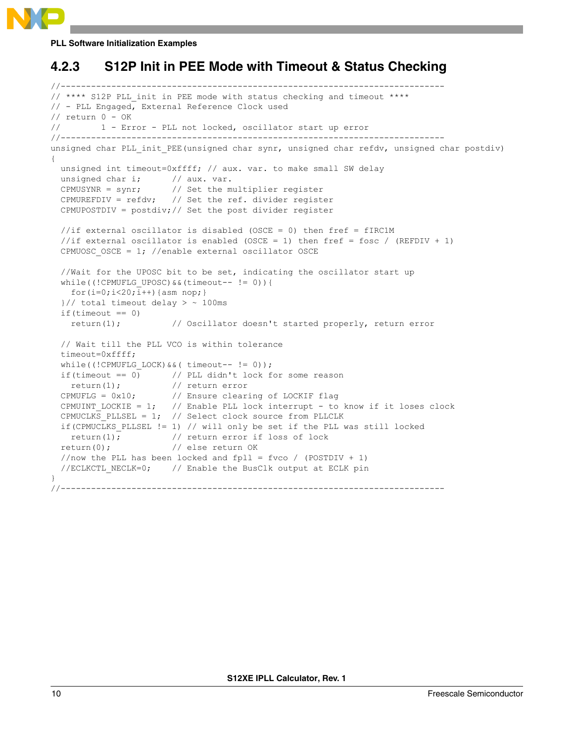### 4.2.3 S12P Init in PEE Mode with Timeout & Status Checking

```
//------------------------------------------------------------------------------
// **** S12P PLL_init in PEE mode with status checking and timeout ****
// - PLL Engaged, External Reference Clock used
// return 0 - OK
//        1 - Error - PLL not locked, oscillator start up error
//------------------------------------------------------------------------------
unsigned char PLL_init_PEE(unsigned char synr, unsigned char refdv, unsigned char postdiv)
{
  unsigned int timeout=0xffff; // aux. var. to make small SW delay
  unsigned char i;      // aux. var.
  CPMUSYNR = synr;      // Set the multiplier register
  CPMUREFDIV = refdv;   // Set the ref. divider register
  CPMUPOSTDIV = postdiv;// Set the post divider register

  //if external oscillator is disabled (OSCE = 0) then fref = fIRC1M
  //if external oscillator is enabled (OSCE = 1) then fref = fosc / (REFDIV + 1)
  CPMUOSC_OSCE = 1; //enable external oscillator OSCE

  //Wait for the UPOSC bit to be set, indicating the oscillator start up
  while((!CPMUFLG_UPOSC)&&(timeout-- != 0)){
    for(i=0;i<20;i++){asm nop;}
  }// total timeout delay > ~ 100ms
  if(timeout == 0)
    return(1);          // Oscillator doesn't started properly, return error

  // Wait till the PLL VCO is within tolerance
  timeout=0xffff;
  while((!CPMUFLG_LOCK)&&( timeout-- != 0));
  if(timeout == 0)      // PLL didn't lock for some reason
    return(1);          // return error
  CPMUFLG = 0x10;       // Ensure clearing of LOCKIF flag
  CPMUINT_LOCKIE = 1;   // Enable PLL lock interrupt - to know if it loses clock
  CPMUCLKS_PLLSEL = 1;  // Select clock source from PLLCLK
  if(CPMUCLKS_PLLSEL != 1) // will only be set if the PLL was still locked
    return(1);          // return error if loss of lock
  return(0);            // else return OK
  //now the PLL has been locked and fpll = fvco / (POSTDIV + 1)
  //ECLKCTL_NECLK=0;    // Enable the BusClk output at ECLK pin
}
//------------------------------------------------------------------------------
```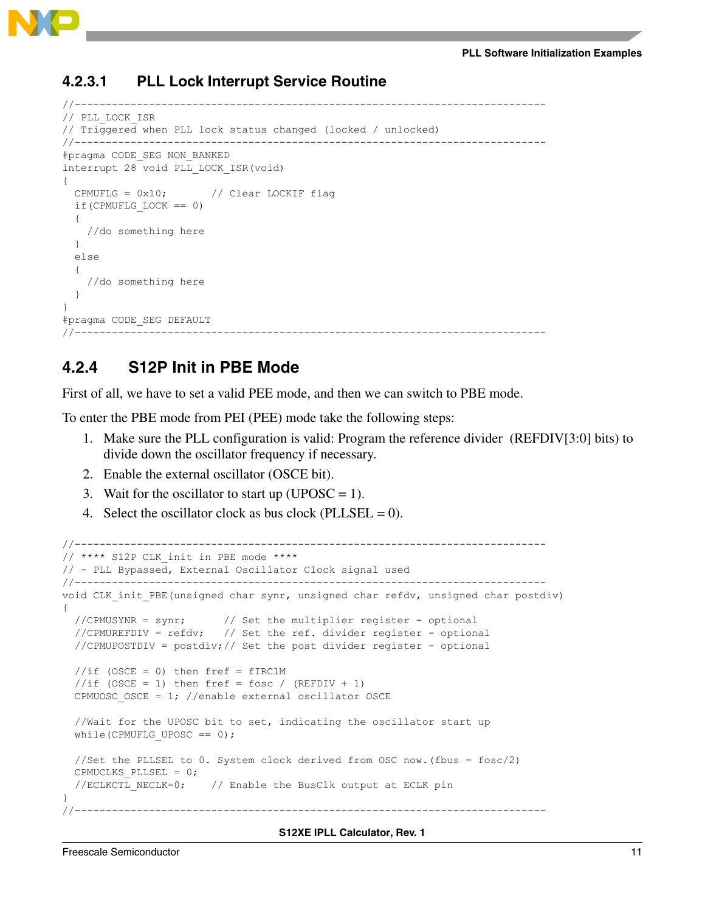#### 4.2.3.1 PLL Lock Interrupt Service Routine

```
//------------------------------------------------------------------------------
// PLL_LOCK_ISR
// Triggered when PLL lock status changed (locked / unlocked)
//------------------------------------------------------------------------------
#pragma CODE_SEG NON_BANKED
interrupt 28 void PLL_LOCK_ISR(void)
{
  CPMUFLG = 0x10;        // Clear LOCKIF flag
  if(CPMUFLG_LOCK == 0)
  {
    //do something here
  }
  else
  {
    //do something here
  }
}
#pragma CODE_SEG DEFAULT
//------------------------------------------------------------------------------
```

### 4.2.4 S12P Init in PBE Mode

First of all, we have to set a valid PEE mode, and then we can switch to PBE mode.

To enter the PBE mode from PEI (PEE) mode take the following steps:

1. Make sure the PLL configuration is valid: Program the reference divider (REFDIV[3:0] bits) to divide down the oscillator frequency if necessary.
2. Enable the external oscillator (OSCE bit).
3. Wait for the oscillator to start up (UPOSC = 1).
4. Select the oscillator clock as bus clock (PLLSEL = 0).

```
//------------------------------------------------------------------------------
// **** S12P CLK_init in PBE mode ****
// - PLL Bypassed, External Oscillator Clock signal used
//------------------------------------------------------------------------------
void CLK_init_PBE(unsigned char synr, unsigned char refdv, unsigned char postdiv)
{
  //CPMUSYNR = synr;      // Set the multiplier register - optional
  //CPMUREFDIV = refdv;   // Set the ref. divider register - optional
  //CPMUPOSTDIV = postdiv;// Set the post divider register - optional

  //if (OSCE = 0) then fref = fIRC1M
  //if (OSCE = 1) then fref = fosc / (REFDIV + 1)
  CPMUOSC_OSCE = 1; //enable external oscillator OSCE

  //Wait for the UPOSC bit to set, indicating the oscillator start up
  while(CPMUFLG_UPOSC == 0);

  //Set the PLLSEL to 0. System clock derived from OSC now.(fbus = fosc/2)
  CPMUCLKS_PLLSEL = 0;
  //ECLKCTL_NECLK=0;    // Enable the BusClk output at ECLK pin
}
//------------------------------------------------------------------------------
```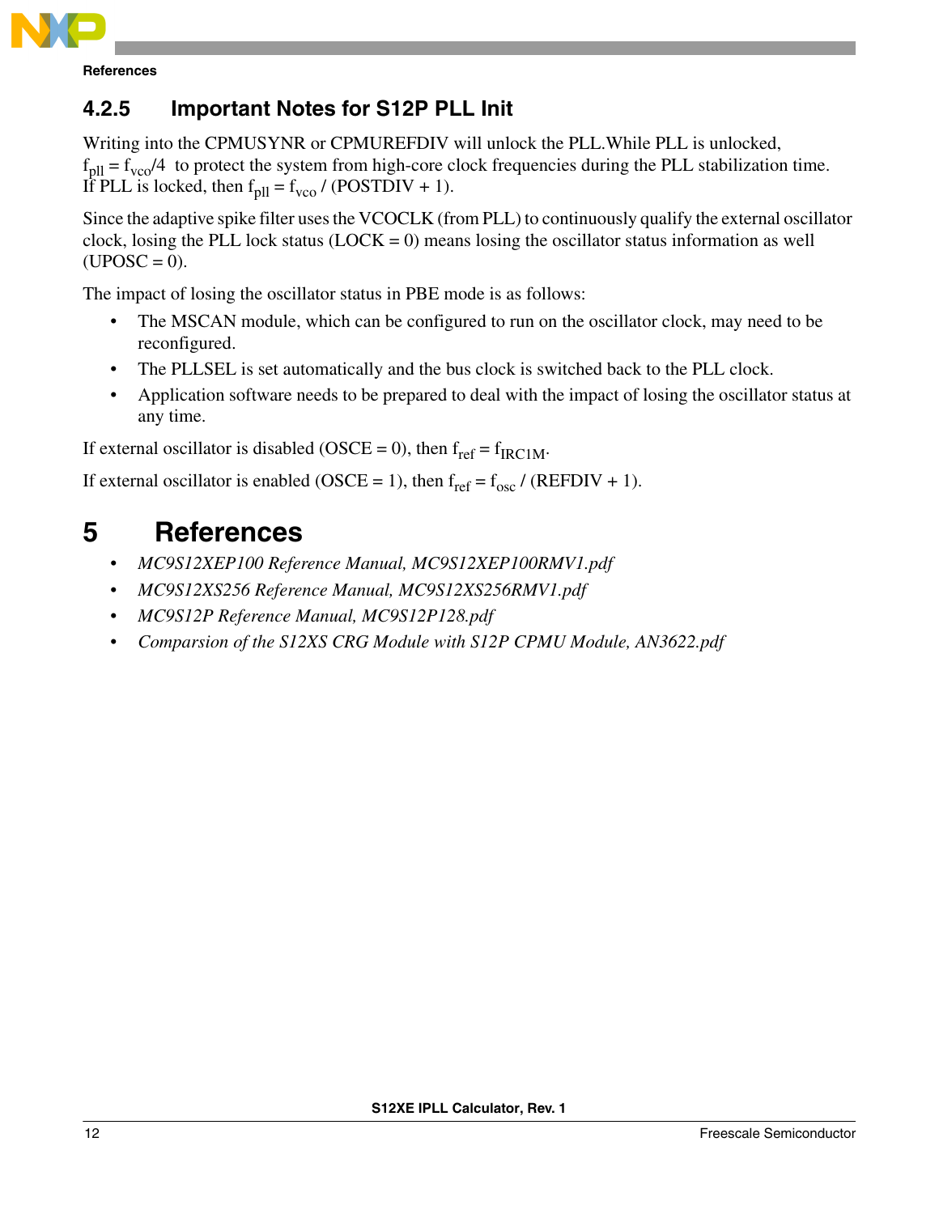### 4.2.5 Important Notes for S12P PLL Init

Writing into the CPMUSYNR or CPMUREFDIV will unlock the PLL.While PLL is unlocked, $f_{pll} = f_{vco}/4$ to protect the system from high-core clock frequencies during the PLL stabilization time. If PLL is locked, then $f_{pll} = f_{vco} / (POSTDIV + 1)$.

Since the adaptive spike filter uses the VCOCLK (from PLL) to continuously qualify the external oscillator clock, losing the PLL lock status (LOCK = 0) means losing the oscillator status information as well (UPOSC = 0).

The impact of losing the oscillator status in PBE mode is as follows:

- The MSCAN module, which can be configured to run on the oscillator clock, may need to be reconfigured.
- The PLLSEL is set automatically and the bus clock is switched back to the PLL clock.
- Application software needs to be prepared to deal with the impact of losing the oscillator status at any time.

If external oscillator is disabled (OSCE = 0), then $f_{ref} = f_{IRC1M}$.

If external oscillator is enabled (OSCE = 1), then $f_{ref} = f_{osc} / (REFDIV + 1)$.

# 5 References

- *MC9S12XEP100 Reference Manual, MC9S12XEP100RMV1.pdf*
- *MC9S12XS256 Reference Manual, MC9S12XS256RMV1.pdf*
- *MC9S12P Reference Manual, MC9S12P128.pdf*
- *Comparsion of the S12XS CRG Module with S12P CPMU Module, AN3622.pdf*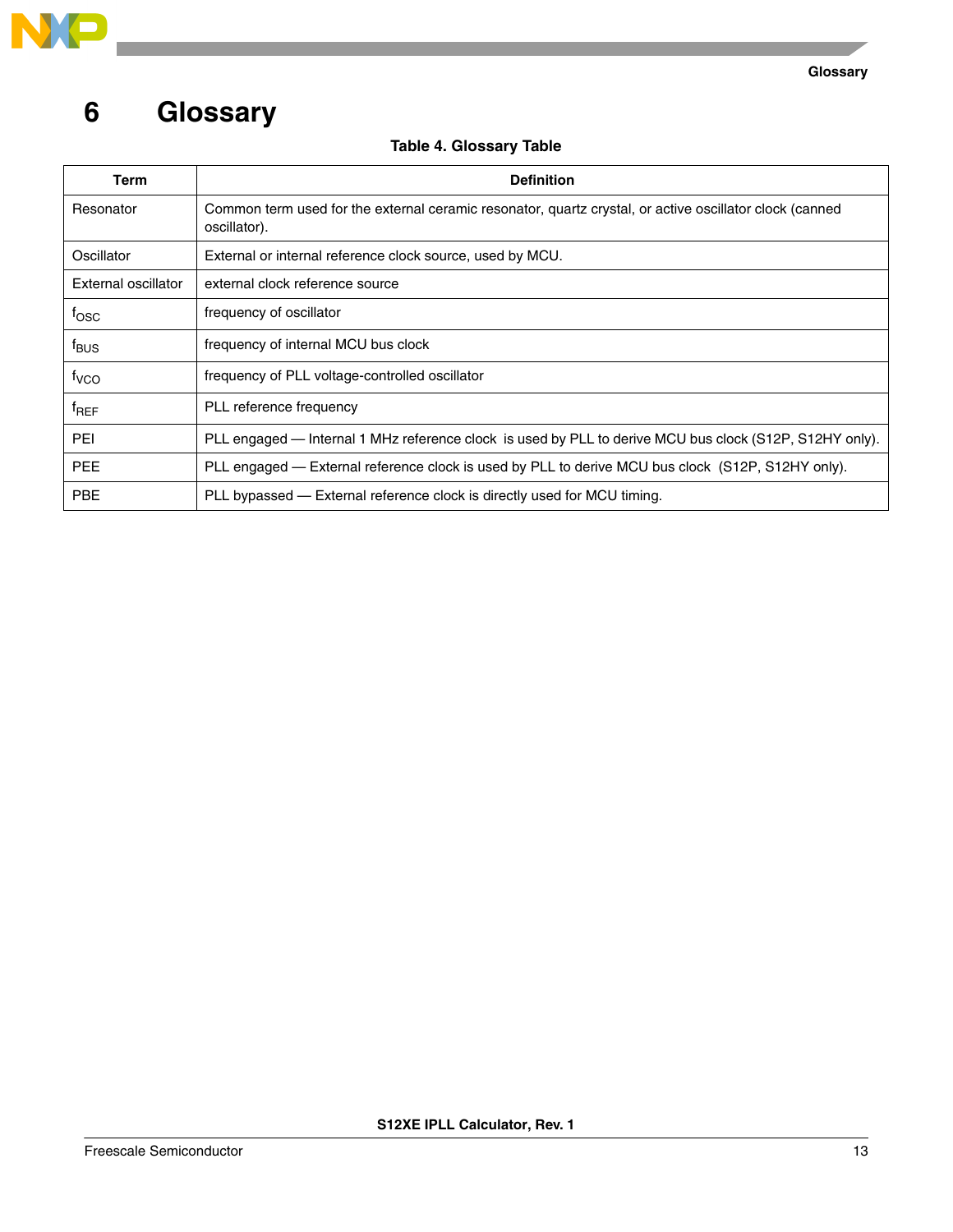# 6 Glossary

**Table 4. Glossary Table**

| Term | Definition |
|---|---|
| Resonator | Common term used for the external ceramic resonator, quartz crystal, or active oscillator clock (canned oscillator). |
| Oscillator | External or internal reference clock source, used by MCU. |
| External oscillator | external clock reference source |
| $f_{OSC}$ | frequency of oscillator |
| $f_{BUS}$ | frequency of internal MCU bus clock |
| $f_{VCO}$ | frequency of PLL voltage-controlled oscillator |
| $f_{REF}$ | PLL reference frequency |
| PEI | PLL engaged — Internal 1 MHz reference clock is used by PLL to derive MCU bus clock (S12P, S12HY only). |
| PEE | PLL engaged — External reference clock is used by PLL to derive MCU bus clock (S12P, S12HY only). |
| PBE | PLL bypassed — External reference clock is directly used for MCU timing. |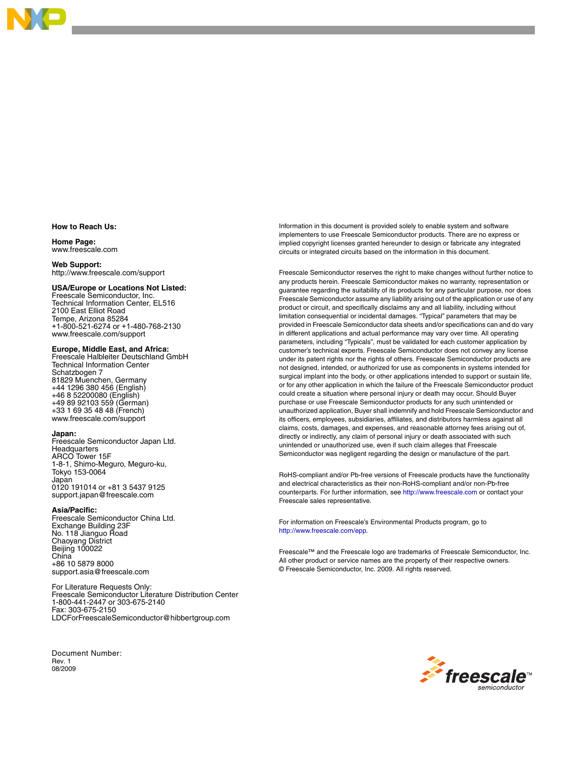**How to Reach Us:**

**Home Page:**
www.freescale.com

**Web Support:**
http://www.freescale.com/support

**USA/Europe or Locations Not Listed:**
Freescale Semiconductor, Inc.
Technical Information Center, EL516
2100 East Elliot Road
Tempe, Arizona 85284
+1-800-521-6274 or +1-480-768-2130
www.freescale.com/support

**Europe, Middle East, and Africa:**
Freescale Halbleiter Deutschland GmbH
Technical Information Center
Schatzbogen 7
81829 Muenchen, Germany
+44 1296 380 456 (English)
+46 8 52200080 (English)
+49 89 92103 559 (German)
+33 1 69 35 48 48 (French)
www.freescale.com/support

**Japan:**
Freescale Semiconductor Japan Ltd.
Headquarters
ARCO Tower 15F
1-8-1, Shimo-Meguro, Meguro-ku,
Tokyo 153-0064
Japan
0120 191014 or +81 3 5437 9125
support.japan@freescale.com

**Asia/Pacific:**
Freescale Semiconductor China Ltd.
Exchange Building 23F
No. 118 Jianguo Road
Chaoyang District
Beijing 100022
China
+86 10 5879 8000
support.asia@freescale.com

For Literature Requests Only:
Freescale Semiconductor Literature Distribution Center
1-800-441-2447 or 303-675-2140
Fax: 303-675-2150
LDCForFreescaleSemiconductor@hibbertgroup.com

Information in this document is provided solely to enable system and software implementers to use Freescale Semiconductor products. There are no express or implied copyright licenses granted hereunder to design or fabricate any integrated circuits or integrated circuits based on the information in this document.

Freescale Semiconductor reserves the right to make changes without further notice to any products herein. Freescale Semiconductor makes no warranty, representation or guarantee regarding the suitability of its products for any particular purpose, nor does Freescale Semiconductor assume any liability arising out of the application or use of any product or circuit, and specifically disclaims any and all liability, including without limitation consequential or incidental damages. "Typical" parameters that may be provided in Freescale Semiconductor data sheets and/or specifications can and do vary in different applications and actual performance may vary over time. All operating parameters, including "Typicals", must be validated for each customer application by customer's technical experts. Freescale Semiconductor does not convey any license under its patent rights nor the rights of others. Freescale Semiconductor products are not designed, intended, or authorized for use as components in systems intended for surgical implant into the body, or other applications intended to support or sustain life, or for any other application in which the failure of the Freescale Semiconductor product could create a situation where personal injury or death may occur. Should Buyer purchase or use Freescale Semiconductor products for any such unintended or unauthorized application, Buyer shall indemnify and hold Freescale Semiconductor and its officers, employees, subsidiaries, affiliates, and distributors harmless against all claims, costs, damages, and expenses, and reasonable attorney fees arising out of, directly or indirectly, any claim of personal injury or death associated with such unintended or unauthorized use, even if such claim alleges that Freescale Semiconductor was negligent regarding the design or manufacture of the part.

RoHS-compliant and/or Pb-free versions of Freescale products have the functionality and electrical characteristics as their non-RoHS-compliant and/or non-Pb-free counterparts. For further information, see http://www.freescale.com or contact your Freescale sales representative.

For information on Freescale's Environmental Products program, go to http://www.freescale.com/epp.

Freescale™ and the Freescale logo are trademarks of Freescale Semiconductor, Inc. All other product or service names are the property of their respective owners.
© Freescale Semiconductor, Inc. 2009. All rights reserved.

Document Number:
Rev. 1
08/2009